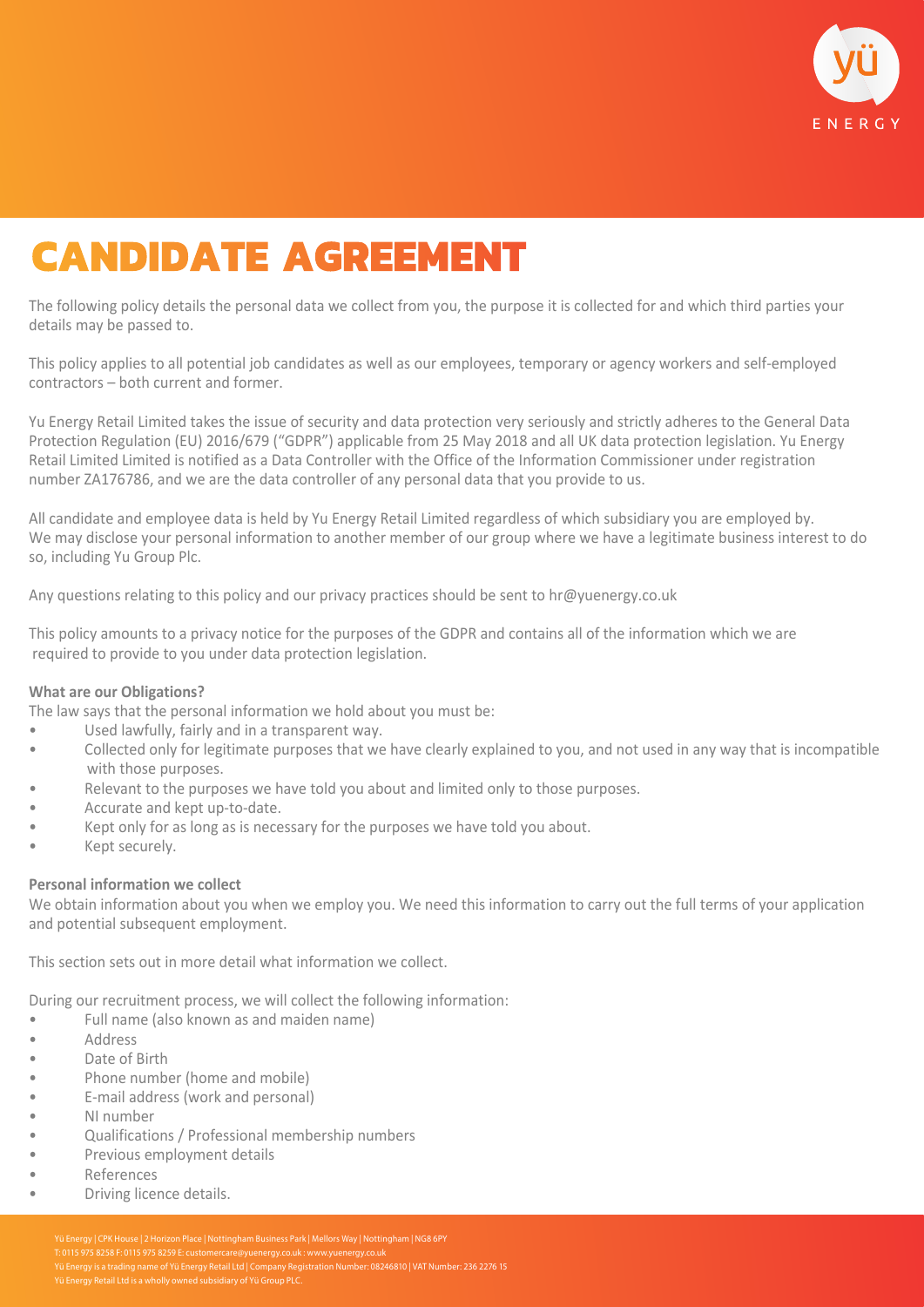# CANDIDATE AGREEMENT

The following policy details the personal data we collect from you, the purpose it is collected for and which third parties your details may be passed to.

This policy applies to all potential job candidates as well as our employees, temporary or agency workers and self-employed contractors – both current and former.

Yu Energy Retail Limited takes the issue of security and data protection very seriously and strictly adheres to the General Data Protection Regulation (EU) 2016/679 ("GDPR") applicable from 25 May 2018 and all UK data protection legislation. Yu Energy Retail Limited Limited is notified as a Data Controller with the Office of the Information Commissioner under registration number ZA176786, and we are the data controller of any personal data that you provide to us.

All candidate and employee data is held by Yu Energy Retail Limited regardless of which subsidiary you are employed by. We may disclose your personal information to another member of our group where we have a legitimate business interest to do so, including Yu Group Plc.

Any questions relating to this policy and our privacy practices should be sent to hr@yuenergy.co.uk

This policy amounts to a privacy notice for the purposes of the GDPR and contains all of the information which we are required to provide to you under data protection legislation.

**What are our Obligations?**

The law says that the personal information we hold about you must be:

- Used lawfully, fairly and in a transparent way.
- Collected only for legitimate purposes that we have clearly explained to you, and not used in any way that is incompatible with those purposes.
- Relevant to the purposes we have told you about and limited only to those purposes.
- Accurate and kept up-to-date.
- Kept only for as long as is necessary for the purposes we have told you about.
- Kept securely.

**Personal information we collect**

We obtain information about you when we employ you. We need this information to carry out the full terms of your application and potential subsequent employment.

This section sets out in more detail what information we collect.

During our recruitment process, we will collect the following information:

- Full name (also known as and maiden name)
- Address
- Date of Birth
- Phone number (home and mobile)
- E-mail address (work and personal)
- NI number
- Qualifications / Professional membership numbers
- Previous employment details
- References
- Driving licence details.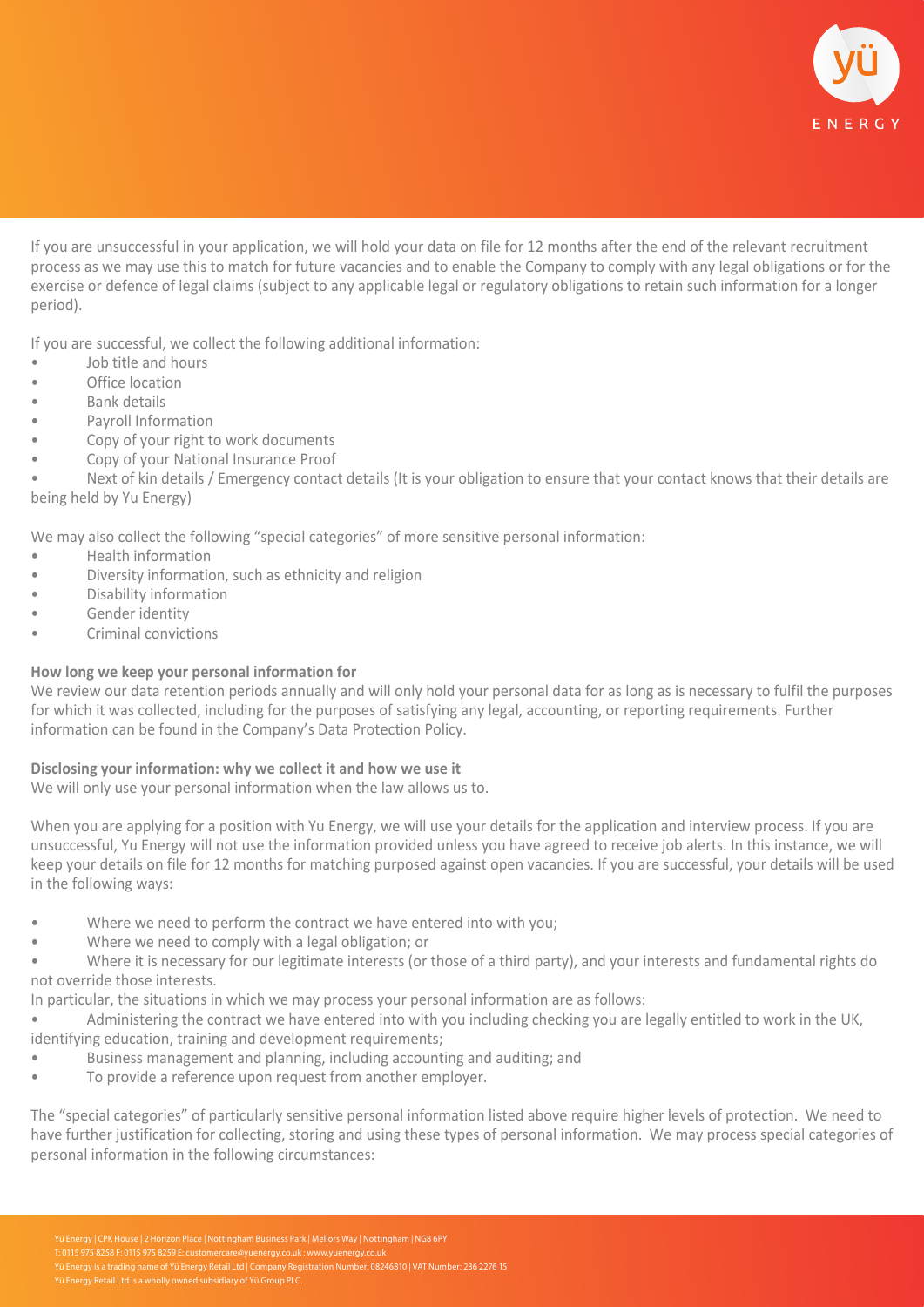If you are unsuccessful in your application, we will hold your data on file for 12 months after the end of the relevant recruitment process as we may use this to match for future vacancies and to enable the Company to comply with any legal obligations or for the exercise or defence of legal claims (subject to any applicable legal or regulatory obligations to retain such information for a longer period).

If you are successful, we collect the following additional information:

- Job title and hours
- Office location
- Bank details
- Payroll Information
- Copy of your right to work documents
- Copy of your National Insurance Proof
- Next of kin details / Emergency contact details (It is your obligation to ensure that your contact knows that their details are being held by Yu Energy)

We may also collect the following "special categories" of more sensitive personal information:

- Health information
- Diversity information, such as ethnicity and religion
- Disability information
- Gender identity
- Criminal convictions

**How long we keep your personal information for**

We review our data retention periods annually and will only hold your personal data for as long as is necessary to fulfil the purposes for which it was collected, including for the purposes of satisfying any legal, accounting, or reporting requirements. Further information can be found in the Company's Data Protection Policy.

**Disclosing your information: why we collect it and how we use it**

We will only use your personal information when the law allows us to.

When you are applying for a position with Yu Energy, we will use your details for the application and interview process. If you are unsuccessful, Yu Energy will not use the information provided unless you have agreed to receive job alerts. In this instance, we will keep your details on file for 12 months for matching purposed against open vacancies. If you are successful, your details will be used in the following ways:

- Where we need to perform the contract we have entered into with you;
- Where we need to comply with a legal obligation; or
- Where it is necessary for our legitimate interests (or those of a third party), and your interests and fundamental rights do not override those interests.

In particular, the situations in which we may process your personal information are as follows:

- Administering the contract we have entered into with you including checking you are legally entitled to work in the UK, identifying education, training and development requirements;
- Business management and planning, including accounting and auditing; and
- To provide a reference upon request from another employer.

The "special categories" of particularly sensitive personal information listed above require higher levels of protection. We need to have further justification for collecting, storing and using these types of personal information. We may process special categories of personal information in the following circumstances: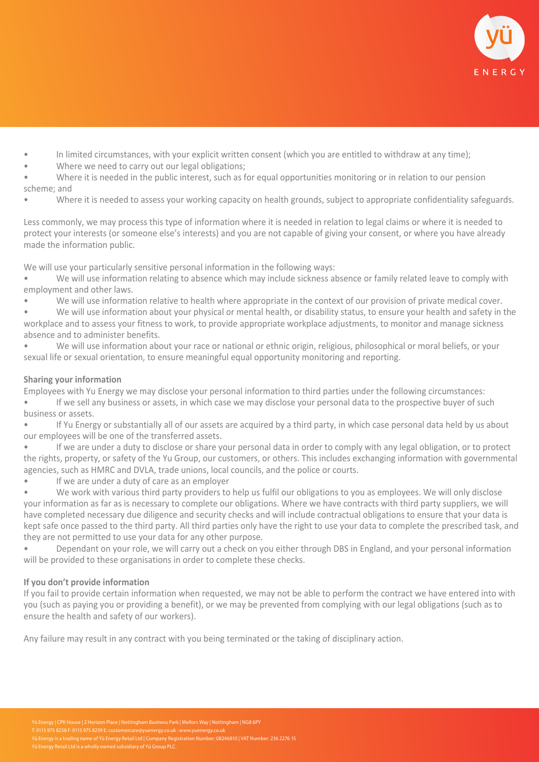- In limited circumstances, with your explicit written consent (which you are entitled to withdraw at any time);
- Where we need to carry out our legal obligations;
- Where it is needed in the public interest, such as for equal opportunities monitoring or in relation to our pension scheme; and
- Where it is needed to assess your working capacity on health grounds, subject to appropriate confidentiality safeguards.

Less commonly, we may process this type of information where it is needed in relation to legal claims or where it is needed to protect your interests (or someone else's interests) and you are not capable of giving your consent, or where you have already made the information public.

We will use your particularly sensitive personal information in the following ways:

- We will use information relating to absence which may include sickness absence or family related leave to comply with employment and other laws.
- We will use information relative to health where appropriate in the context of our provision of private medical cover.
- We will use information about your physical or mental health, or disability status, to ensure your health and safety in the workplace and to assess your fitness to work, to provide appropriate workplace adjustments, to monitor and manage sickness absence and to administer benefits.
- We will use information about your race or national or ethnic origin, religious, philosophical or moral beliefs, or your sexual life or sexual orientation, to ensure meaningful equal opportunity monitoring and reporting.

**Sharing your information**

Employees with Yu Energy we may disclose your personal information to third parties under the following circumstances:

- If we sell any business or assets, in which case we may disclose your personal data to the prospective buyer of such business or assets.
- If Yu Energy or substantially all of our assets are acquired by a third party, in which case personal data held by us about our employees will be one of the transferred assets.
- If we are under a duty to disclose or share your personal data in order to comply with any legal obligation, or to protect the rights, property, or safety of the Yu Group, our customers, or others. This includes exchanging information with governmental agencies, such as HMRC and DVLA, trade unions, local councils, and the police or courts.
- If we are under a duty of care as an employer
- We work with various third party providers to help us fulfil our obligations to you as employees. We will only disclose your information as far as is necessary to complete our obligations. Where we have contracts with third party suppliers, we will have completed necessary due diligence and security checks and will include contractual obligations to ensure that your data is kept safe once passed to the third party. All third parties only have the right to use your data to complete the prescribed task, and they are not permitted to use your data for any other purpose.
- Dependant on your role, we will carry out a check on you either through DBS in England, and your personal information will be provided to these organisations in order to complete these checks.

**If you don't provide information**

If you fail to provide certain information when requested, we may not be able to perform the contract we have entered into with you (such as paying you or providing a benefit), or we may be prevented from complying with our legal obligations (such as to ensure the health and safety of our workers).

Any failure may result in any contract with you being terminated or the taking of disciplinary action.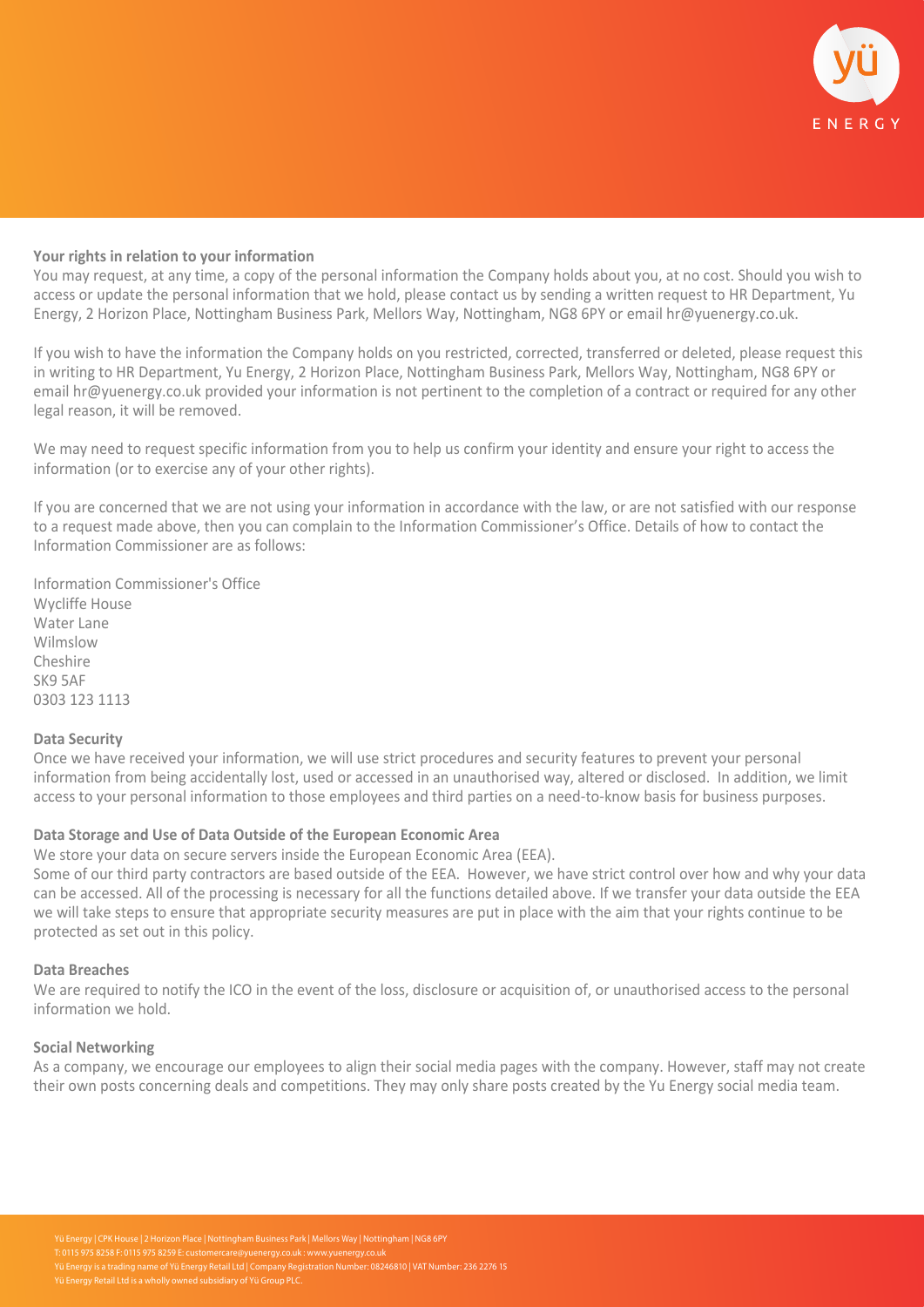**Your rights in relation to your information**

You may request, at any time, a copy of the personal information the Company holds about you, at no cost. Should you wish to access or update the personal information that we hold, please contact us by sending a written request to HR Department, Yu Energy, 2 Horizon Place, Nottingham Business Park, Mellors Way, Nottingham, NG8 6PY or email hr@yuenergy.co.uk.

If you wish to have the information the Company holds on you restricted, corrected, transferred or deleted, please request this in writing to HR Department, Yu Energy, 2 Horizon Place, Nottingham Business Park, Mellors Way, Nottingham, NG8 6PY or email hr@yuenergy.co.uk provided your information is not pertinent to the completion of a contract or required for any other legal reason, it will be removed.

We may need to request specific information from you to help us confirm your identity and ensure your right to access the information (or to exercise any of your other rights).

If you are concerned that we are not using your information in accordance with the law, or are not satisfied with our response to a request made above, then you can complain to the Information Commissioner's Office. Details of how to contact the Information Commissioner are as follows:

Information Commissioner's Office
Wycliffe House
Water Lane
Wilmslow
Cheshire
SK9 5AF
0303 123 1113

**Data Security**

Once we have received your information, we will use strict procedures and security features to prevent your personal information from being accidentally lost, used or accessed in an unauthorised way, altered or disclosed. In addition, we limit access to your personal information to those employees and third parties on a need-to-know basis for business purposes.

**Data Storage and Use of Data Outside of the European Economic Area**

We store your data on secure servers inside the European Economic Area (EEA).

Some of our third party contractors are based outside of the EEA. However, we have strict control over how and why your data can be accessed. All of the processing is necessary for all the functions detailed above. If we transfer your data outside the EEA we will take steps to ensure that appropriate security measures are put in place with the aim that your rights continue to be protected as set out in this policy.

**Data Breaches**

We are required to notify the ICO in the event of the loss, disclosure or acquisition of, or unauthorised access to the personal information we hold.

**Social Networking**

As a company, we encourage our employees to align their social media pages with the company. However, staff may not create their own posts concerning deals and competitions. They may only share posts created by the Yu Energy social media team.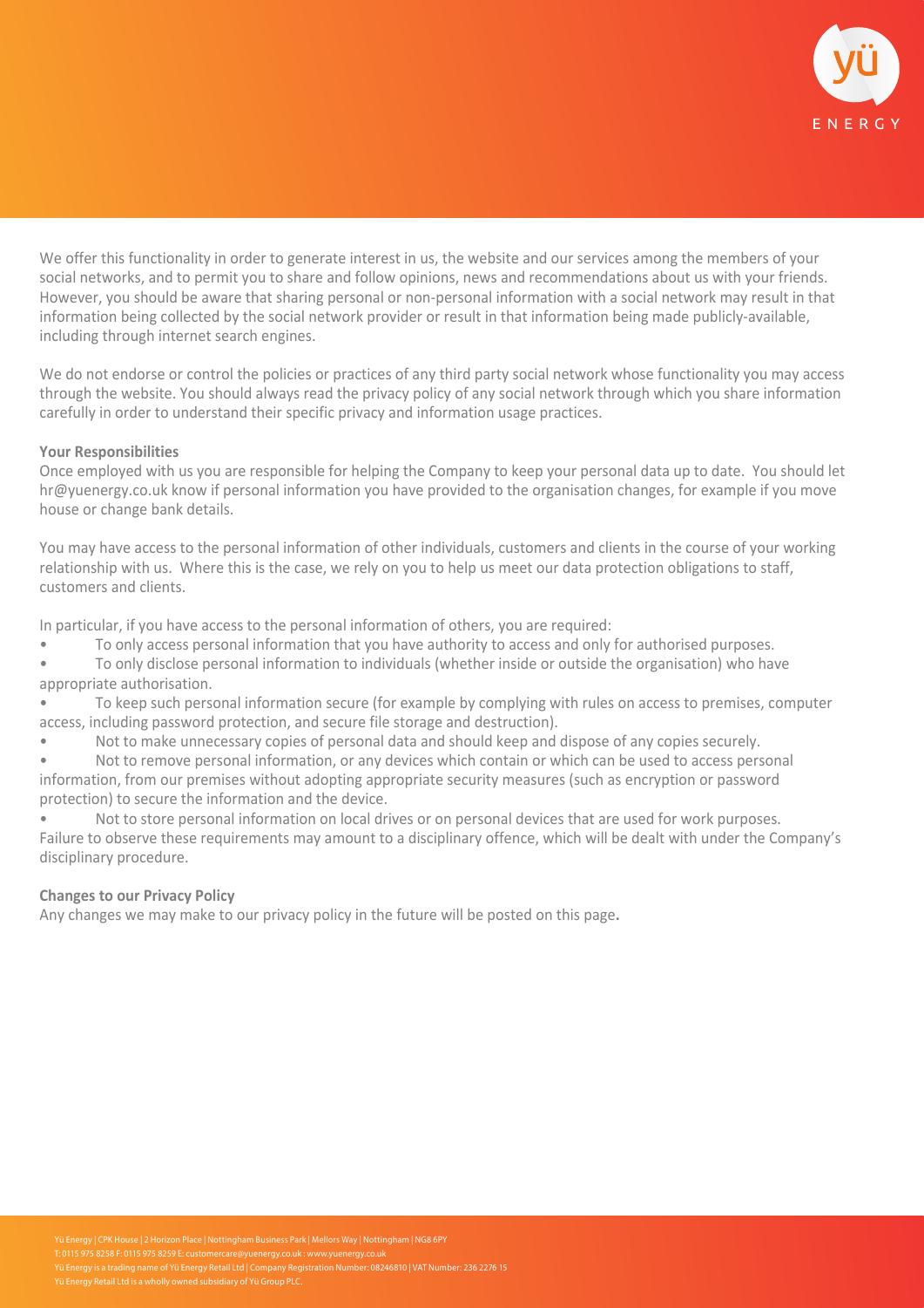We offer this functionality in order to generate interest in us, the website and our services among the members of your social networks, and to permit you to share and follow opinions, news and recommendations about us with your friends. However, you should be aware that sharing personal or non-personal information with a social network may result in that information being collected by the social network provider or result in that information being made publicly-available, including through internet search engines.

We do not endorse or control the policies or practices of any third party social network whose functionality you may access through the website. You should always read the privacy policy of any social network through which you share information carefully in order to understand their specific privacy and information usage practices.

**Your Responsibilities**

Once employed with us you are responsible for helping the Company to keep your personal data up to date. You should let hr@yuenergy.co.uk know if personal information you have provided to the organisation changes, for example if you move house or change bank details.

You may have access to the personal information of other individuals, customers and clients in the course of your working relationship with us. Where this is the case, we rely on you to help us meet our data protection obligations to staff, customers and clients.

In particular, if you have access to the personal information of others, you are required:

- To only access personal information that you have authority to access and only for authorised purposes.
- To only disclose personal information to individuals (whether inside or outside the organisation) who have appropriate authorisation.
- To keep such personal information secure (for example by complying with rules on access to premises, computer access, including password protection, and secure file storage and destruction).
- Not to make unnecessary copies of personal data and should keep and dispose of any copies securely.
- Not to remove personal information, or any devices which contain or which can be used to access personal information, from our premises without adopting appropriate security measures (such as encryption or password protection) to secure the information and the device.
- Not to store personal information on local drives or on personal devices that are used for work purposes.

Failure to observe these requirements may amount to a disciplinary offence, which will be dealt with under the Company's disciplinary procedure.

**Changes to our Privacy Policy**

Any changes we may make to our privacy policy in the future will be posted on this page.